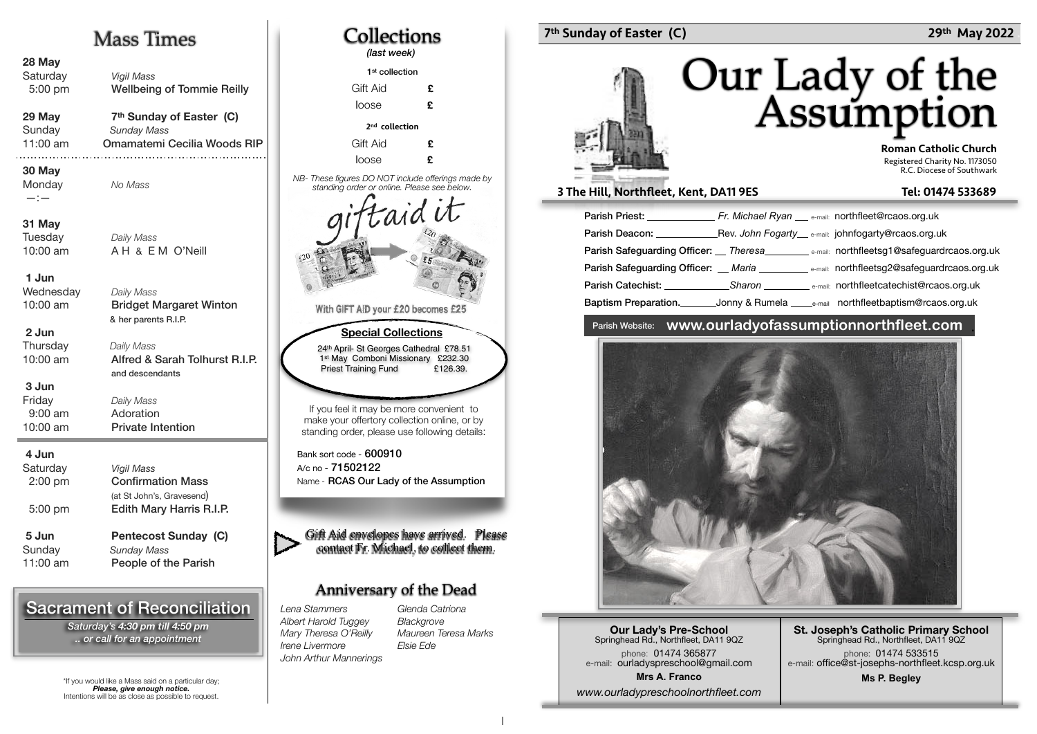# Mass Times

| Date | Mass | Intention |
|---|---|---|
| **28 May** | | |
| Saturday | *Vigil Mass* | |
| 5:00 pm | | Wellbeing of Tommie Reilly |
| **29 May** | **7th Sunday of Easter (C)** | |
| Sunday | *Sunday Mass* | |
| 11:00 am | | Omamatemi Cecilia Woods RIP |
| **30 May** | | |
| Monday | *No Mass* | |
| —:— | | |
| **31 May** | | |
| Tuesday | *Daily Mass* | |
| 10:00 am | | A H & E M O'Neill |
| **1 Jun** | | |
| Wednesday | *Daily Mass* | |
| 10:00 am | | Bridget Margaret Winton & her parents R.I.P. |
| **2 Jun** | | |
| Thursday | *Daily Mass* | |
| 10:00 am | | Alfred & Sarah Tolhurst R.I.P. and descendants |
| **3 Jun** | | |
| Friday | *Daily Mass* | |
| 9:00 am | | Adoration |
| 10:00 am | | Private Intention |
| **4 Jun** | | |
| Saturday | *Vigil Mass* | |
| 2:00 pm | | Confirmation Mass (at St John's, Gravesend) |
| 5:00 pm | | Edith Mary Harris R.I.P. |
| **5 Jun** | **Pentecost Sunday (C)** | |
| Sunday | *Sunday Mass* | |
| 11:00 am | | People of the Parish |

## Sacrament of Reconciliation

*Saturday's 4:30 pm till 4:50 pm*
*.. or call for an appointment*

*If you would like a Mass said on a particular day;
***Please, give enough notice.***
Intentions will be as close as possible to request.

# Collections

*(last week)*

**1st collection**

| | |
|---|---|
| Gift Aid | £ |
| loose | £ |

**2nd collection**

| | |
|---|---|
| Gift Aid | £ |
| loose | £ |

*NB- These figures DO NOT include offerings made by standing order or online. Please see below.*

giftaid it

With GIFT AID your £20 becomes £25

### Special Collections

| | |
|---|---|
| 24th April- St Georges Cathedral | £78.51 |
| 1st May Comboni Missionary | £232.30 |
| Priest Training Fund | £126.39. |

If you feel it may be more convenient to make your offertory collection online, or by standing order, please use following details:

Bank sort code - **600910**
A/c no - **71502122**
Name - **RCAS Our Lady of the Assumption**

Gift Aid envelopes have arrived. Please contact Fr. Michael, to collect them.

## Anniversary of the Dead

*Lena Stammers*
*Albert Harold Tuggey*
*Mary Theresa O'Reilly*
*Irene Livermore*
*John Arthur Mannerings*
*Glenda Catriona Blackgrove*
*Maureen Teresa Marks*
*Elsie Ede*

**7th Sunday of Easter (C)** — **29th May 2022**

# Our Lady of the Assumption

**Roman Catholic Church**
Registered Charity No. 1173050
R.C. Diocese of Southwark

**3 The Hill, Northfleet, Kent, DA11 9ES** — **Tel: 01474 533689**

| Role | Name | E-mail |
|---|---|---|
| **Parish Priest:** | *Fr. Michael Ryan* | northfleet@rcaos.org.uk |
| **Parish Deacon:** | Rev. *John Fogarty* | johnfogarty@rcaos.org.uk |
| **Parish Safeguarding Officer:** | *Theresa* | northfleetsg1@safeguardrcaos.org.uk |
| **Parish Safeguarding Officer:** | *Maria* | northfleetsg2@safeguardrcaos.org.uk |
| **Parish Catechist:** | *Sharon* | northfleetcatechist@rcaos.org.uk |
| **Baptism Preparation.** | Jonny & Rumela | northfleetbaptism@rcaos.org.uk |

Parish Website: **www.ourladyofassumptionnorthfleet.com**

**Our Lady's Pre-School**
Springhead Rd., Northfleet, DA11 9QZ
phone: 01474 365877
e-mail: ourladyspreschool@gmail.com
**Mrs A. Franco**
*www.ourladypreschoolnorthfleet.com*

**St. Joseph's Catholic Primary School**
Springhead Rd., Northfleet, DA11 9QZ
phone: 01474 533515
e-mail: office@st-josephs-northfleet.kcsp.org.uk
**Ms P. Begley**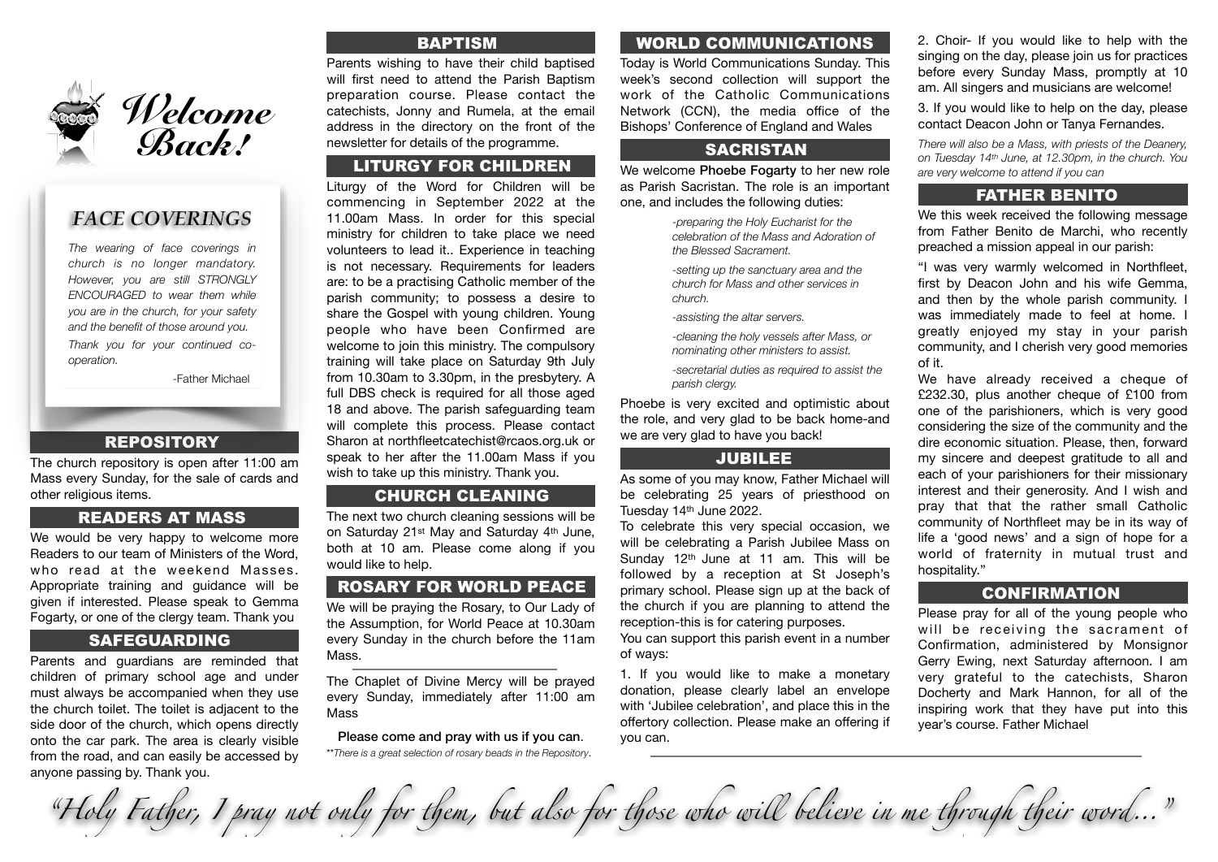# Welcome Back!

## FACE COVERINGS

*The wearing of face coverings in church is no longer mandatory. However, you are still STRONGLY ENCOURAGED to wear them while you are in the church, for your safety and the benefit of those around you.*

*Thank you for your continued co-operation.*

-Father Michael

## REPOSITORY

The church repository is open after 11:00 am Mass every Sunday, for the sale of cards and other religious items.

## READERS AT MASS

We would be very happy to welcome more Readers to our team of Ministers of the Word, who read at the weekend Masses. Appropriate training and guidance will be given if interested. Please speak to Gemma Fogarty, or one of the clergy team. Thank you

## SAFEGUARDING

Parents and guardians are reminded that children of primary school age and under must always be accompanied when they use the church toilet. The toilet is adjacent to the side door of the church, which opens directly onto the car park. The area is clearly visible from the road, and can easily be accessed by anyone passing by. Thank you.

## BAPTISM

Parents wishing to have their child baptised will first need to attend the Parish Baptism preparation course. Please contact the catechists, Jonny and Rumela, at the email address in the directory on the front of the newsletter for details of the programme.

## LITURGY FOR CHILDREN

Liturgy of the Word for Children will be commencing in September 2022 at the 11.00am Mass. In order for this special ministry for children to take place we need volunteers to lead it.. Experience in teaching is not necessary. Requirements for leaders are: to be a practising Catholic member of the parish community; to possess a desire to share the Gospel with young children. Young people who have been Confirmed are welcome to join this ministry. The compulsory training will take place on Saturday 9th July from 10.30am to 3.30pm, in the presbytery. A full DBS check is required for all those aged 18 and above. The parish safeguarding team will complete this process. Please contact Sharon at northfleetcatechist@rcaos.org.uk or speak to her after the 11.00am Mass if you wish to take up this ministry. Thank you.

## CHURCH CLEANING

The next two church cleaning sessions will be on Saturday 21st May and Saturday 4th June, both at 10 am. Please come along if you would like to help.

## ROSARY FOR WORLD PEACE

We will be praying the Rosary, to Our Lady of the Assumption, for World Peace at 10.30am every Sunday in the church before the 11am Mass.

---

The Chaplet of Divine Mercy will be prayed every Sunday, immediately after 11:00 am Mass

**Please come and pray with us if you can.**

*\*\*There is a great selection of rosary beads in the Repository.*

## WORLD COMMUNICATIONS

Today is World Communications Sunday. This week's second collection will support the work of the Catholic Communications Network (CCN), the media office of the Bishops' Conference of England and Wales

## SACRISTAN

We welcome **Phoebe Fogarty** to her new role as Parish Sacristan. The role is an important one, and includes the following duties:

*-preparing the Holy Eucharist for the celebration of the Mass and Adoration of the Blessed Sacrament.*

*-setting up the sanctuary area and the church for Mass and other services in church.*

*-assisting the altar servers.*

*-cleaning the holy vessels after Mass, or nominating other ministers to assist.*

*-secretarial duties as required to assist the parish clergy.*

Phoebe is very excited and optimistic about the role, and very glad to be back home-and we are very glad to have you back!

## JUBILEE

As some of you may know, Father Michael will be celebrating 25 years of priesthood on Tuesday 14th June 2022.

To celebrate this very special occasion, we will be celebrating a Parish Jubilee Mass on Sunday 12th June at 11 am. This will be followed by a reception at St Joseph's primary school. Please sign up at the back of the church if you are planning to attend the reception-this is for catering purposes.

You can support this parish event in a number of ways:

1. If you would like to make a monetary donation, please clearly label an envelope with 'Jubilee celebration', and place this in the offertory collection. Please make an offering if you can.

2. Choir- If you would like to help with the singing on the day, please join us for practices before every Sunday Mass, promptly at 10 am. All singers and musicians are welcome!

3. If you would like to help on the day, please contact Deacon John or Tanya Fernandes.

*There will also be a Mass, with priests of the Deanery, on Tuesday 14th June, at 12.30pm, in the church. You are very welcome to attend if you can*

## FATHER BENITO

We this week received the following message from Father Benito de Marchi, who recently preached a mission appeal in our parish:

"I was very warmly welcomed in Northfleet, first by Deacon John and his wife Gemma, and then by the whole parish community. I was immediately made to feel at home. I greatly enjoyed my stay in your parish community, and I cherish very good memories of it.

We have already received a cheque of £232.30, plus another cheque of £100 from one of the parishioners, which is very good considering the size of the community and the dire economic situation. Please, then, forward my sincere and deepest gratitude to all and each of your parishioners for their missionary interest and their generosity. And I wish and pray that that the rather small Catholic community of Northfleet may be in its way of life a 'good news' and a sign of hope for a world of fraternity in mutual trust and hospitality."

## CONFIRMATION

Please pray for all of the young people who will be receiving the sacrament of Confirmation, administered by Monsignor Gerry Ewing, next Saturday afternoon. I am very grateful to the catechists, Sharon Docherty and Mark Hannon, for all of the inspiring work that they have put into this year's course. Father Michael

---

*"Holy Father, I pray not only for them, but also for those who will believe in me through their word..."*